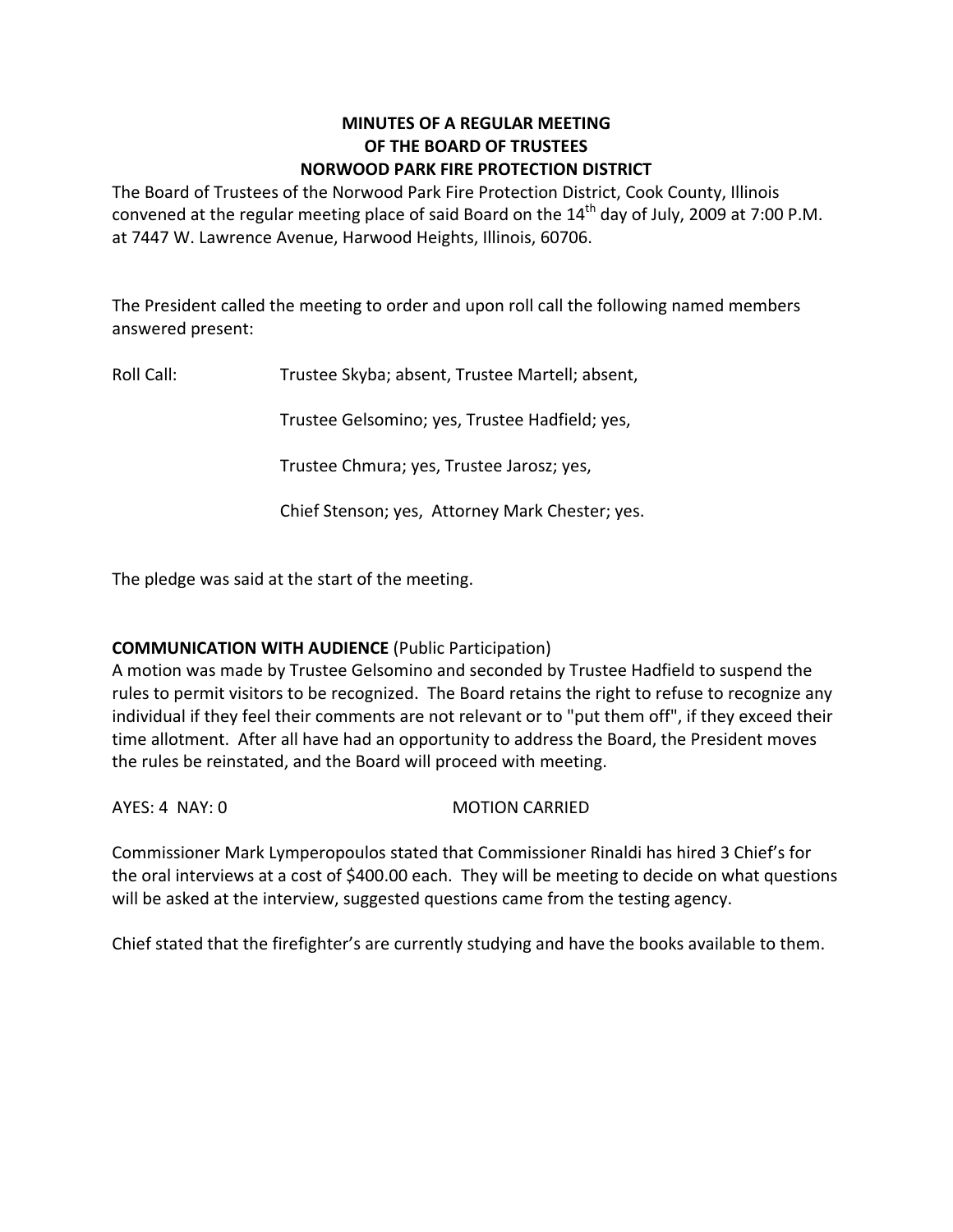# MINUTES OF A REGULAR MEETING
# OF THE BOARD OF TRUSTEES
# NORWOOD PARK FIRE PROTECTION DISTRICT

The Board of Trustees of the Norwood Park Fire Protection District, Cook County, Illinois convened at the regular meeting place of said Board on the 14th day of July, 2009 at 7:00 P.M. at 7447 W. Lawrence Avenue, Harwood Heights, Illinois, 60706.

The President called the meeting to order and upon roll call the following named members answered present:

Roll Call: Trustee Skyba; absent, Trustee Martell; absent,

Trustee Gelsomino; yes, Trustee Hadfield; yes,

Trustee Chmura; yes, Trustee Jarosz; yes,

Chief Stenson; yes, Attorney Mark Chester; yes.

The pledge was said at the start of the meeting.

**COMMUNICATION WITH AUDIENCE** (Public Participation)

A motion was made by Trustee Gelsomino and seconded by Trustee Hadfield to suspend the rules to permit visitors to be recognized. The Board retains the right to refuse to recognize any individual if they feel their comments are not relevant or to "put them off", if they exceed their time allotment. After all have had an opportunity to address the Board, the President moves the rules be reinstated, and the Board will proceed with meeting.

AYES: 4 NAY: 0 MOTION CARRIED

Commissioner Mark Lymperopoulos stated that Commissioner Rinaldi has hired 3 Chief's for the oral interviews at a cost of $400.00 each. They will be meeting to decide on what questions will be asked at the interview, suggested questions came from the testing agency.

Chief stated that the firefighter's are currently studying and have the books available to them.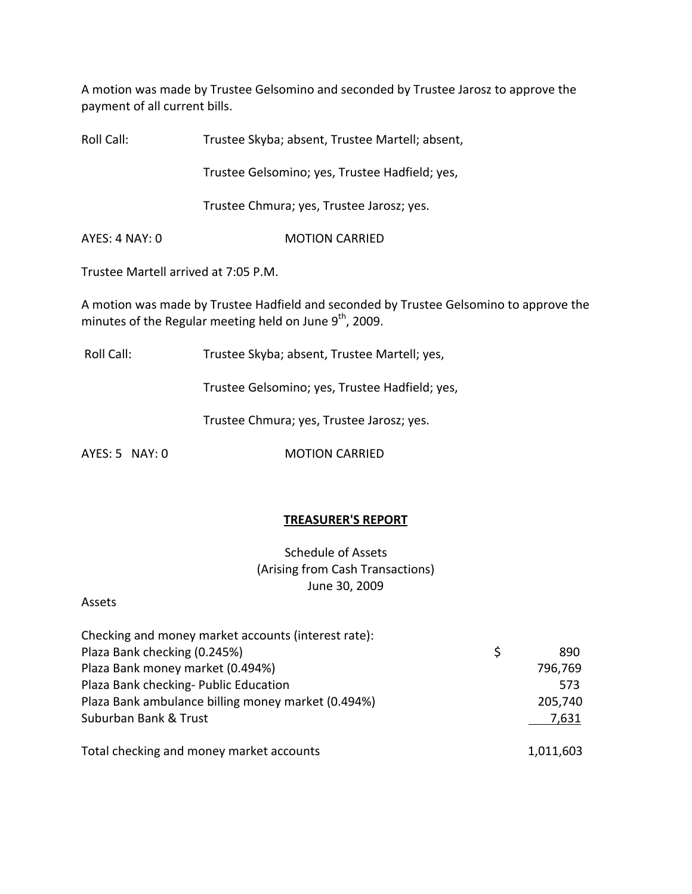A motion was made by Trustee Gelsomino and seconded by Trustee Jarosz to approve the payment of all current bills.

Roll Call: Trustee Skyba; absent, Trustee Martell; absent,

Trustee Gelsomino; yes, Trustee Hadfield; yes,

Trustee Chmura; yes, Trustee Jarosz; yes.

AYES: 4 NAY: 0 MOTION CARRIED

Trustee Martell arrived at 7:05 P.M.

A motion was made by Trustee Hadfield and seconded by Trustee Gelsomino to approve the minutes of the Regular meeting held on June 9th, 2009.

Roll Call: Trustee Skyba; absent, Trustee Martell; yes,

Trustee Gelsomino; yes, Trustee Hadfield; yes,

Trustee Chmura; yes, Trustee Jarosz; yes.

AYES: 5 NAY: 0 MOTION CARRIED

**TREASURER'S REPORT**

Schedule of Assets
(Arising from Cash Transactions)
June 30, 2009

Assets

| Checking and money market accounts (interest rate): | |
|---|---|
| Plaza Bank checking (0.245%) | $ 890 |
| Plaza Bank money market (0.494%) | 796,769 |
| Plaza Bank checking- Public Education | 573 |
| Plaza Bank ambulance billing money market (0.494%) | 205,740 |
| Suburban Bank & Trust | 7,631 |
| Total checking and money market accounts | 1,011,603 |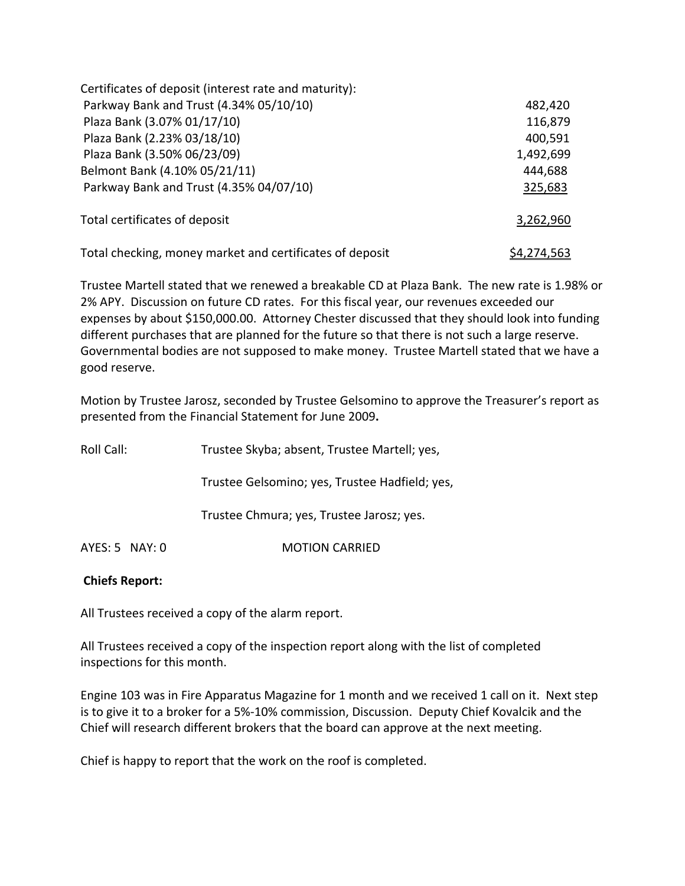| Certificates of deposit (interest rate and maturity): | |
|---|---|
| Parkway Bank and Trust (4.34% 05/10/10) | 482,420 |
| Plaza Bank (3.07% 01/17/10) | 116,879 |
| Plaza Bank (2.23% 03/18/10) | 400,591 |
| Plaza Bank (3.50% 06/23/09) | 1,492,699 |
| Belmont Bank (4.10% 05/21/11) | 444,688 |
| Parkway Bank and Trust (4.35% 04/07/10) | 325,683 |
| Total certificates of deposit | 3,262,960 |
| Total checking, money market and certificates of deposit | $4,274,563 |

Trustee Martell stated that we renewed a breakable CD at Plaza Bank. The new rate is 1.98% or 2% APY. Discussion on future CD rates. For this fiscal year, our revenues exceeded our expenses by about $150,000.00. Attorney Chester discussed that they should look into funding different purchases that are planned for the future so that there is not such a large reserve. Governmental bodies are not supposed to make money. Trustee Martell stated that we have a good reserve.

Motion by Trustee Jarosz, seconded by Trustee Gelsomino to approve the Treasurer's report as presented from the Financial Statement for June 2009**.**

Roll Call: Trustee Skyba; absent, Trustee Martell; yes,

Trustee Gelsomino; yes, Trustee Hadfield; yes,

Trustee Chmura; yes, Trustee Jarosz; yes.

AYES: 5 NAY: 0 MOTION CARRIED

**Chiefs Report:**

All Trustees received a copy of the alarm report.

All Trustees received a copy of the inspection report along with the list of completed inspections for this month.

Engine 103 was in Fire Apparatus Magazine for 1 month and we received 1 call on it. Next step is to give it to a broker for a 5%-10% commission, Discussion. Deputy Chief Kovalcik and the Chief will research different brokers that the board can approve at the next meeting.

Chief is happy to report that the work on the roof is completed.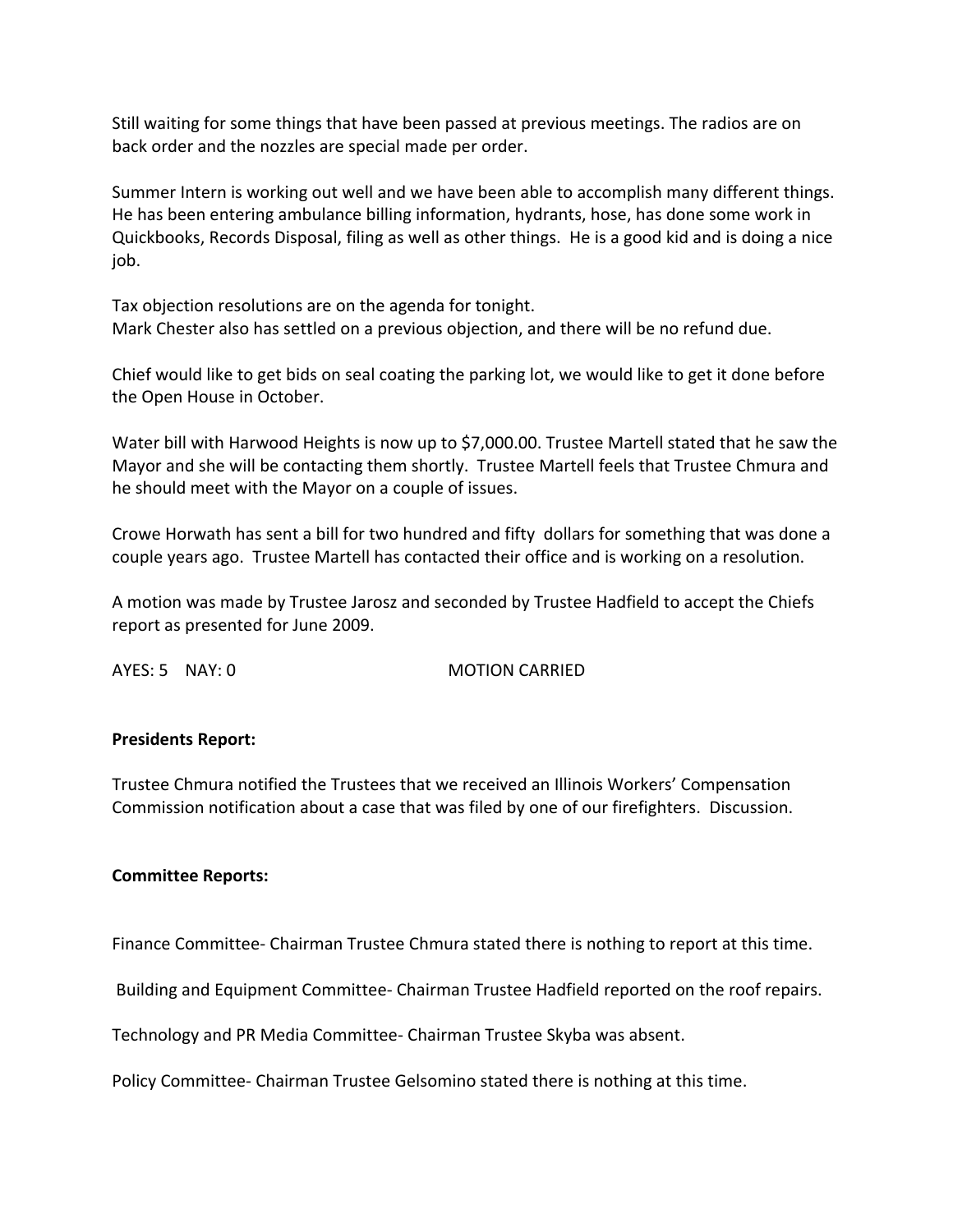Still waiting for some things that have been passed at previous meetings. The radios are on back order and the nozzles are special made per order.

Summer Intern is working out well and we have been able to accomplish many different things. He has been entering ambulance billing information, hydrants, hose, has done some work in Quickbooks, Records Disposal, filing as well as other things. He is a good kid and is doing a nice job.

Tax objection resolutions are on the agenda for tonight.
Mark Chester also has settled on a previous objection, and there will be no refund due.

Chief would like to get bids on seal coating the parking lot, we would like to get it done before the Open House in October.

Water bill with Harwood Heights is now up to $7,000.00. Trustee Martell stated that he saw the Mayor and she will be contacting them shortly. Trustee Martell feels that Trustee Chmura and he should meet with the Mayor on a couple of issues.

Crowe Horwath has sent a bill for two hundred and fifty dollars for something that was done a couple years ago. Trustee Martell has contacted their office and is working on a resolution.

A motion was made by Trustee Jarosz and seconded by Trustee Hadfield to accept the Chiefs report as presented for June 2009.

AYES: 5 NAY: 0 MOTION CARRIED

**Presidents Report:**

Trustee Chmura notified the Trustees that we received an Illinois Workers' Compensation Commission notification about a case that was filed by one of our firefighters. Discussion.

**Committee Reports:**

Finance Committee- Chairman Trustee Chmura stated there is nothing to report at this time.

Building and Equipment Committee- Chairman Trustee Hadfield reported on the roof repairs.

Technology and PR Media Committee- Chairman Trustee Skyba was absent.

Policy Committee- Chairman Trustee Gelsomino stated there is nothing at this time.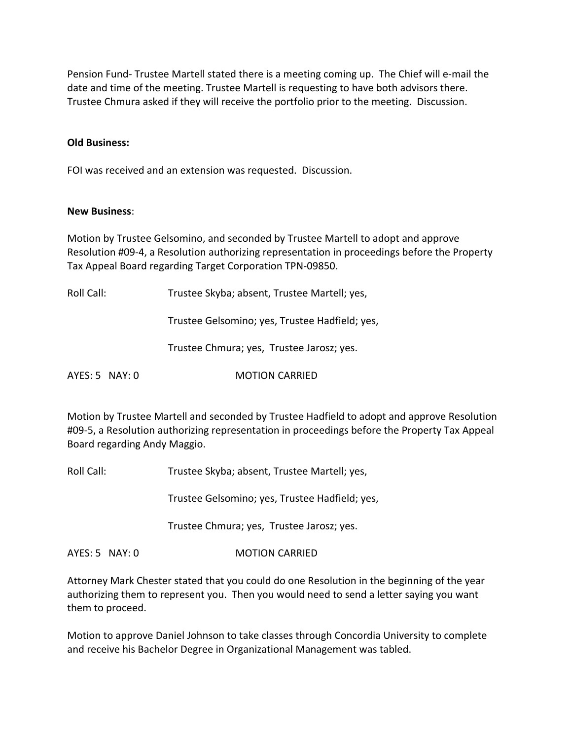Pension Fund- Trustee Martell stated there is a meeting coming up. The Chief will e-mail the date and time of the meeting. Trustee Martell is requesting to have both advisors there. Trustee Chmura asked if they will receive the portfolio prior to the meeting. Discussion.

**Old Business:**

FOI was received and an extension was requested. Discussion.

**New Business**:

Motion by Trustee Gelsomino, and seconded by Trustee Martell to adopt and approve Resolution #09-4, a Resolution authorizing representation in proceedings before the Property Tax Appeal Board regarding Target Corporation TPN-09850.

Roll Call: Trustee Skyba; absent, Trustee Martell; yes,

Trustee Gelsomino; yes, Trustee Hadfield; yes,

Trustee Chmura; yes, Trustee Jarosz; yes.

AYES: 5 NAY: 0 MOTION CARRIED

Motion by Trustee Martell and seconded by Trustee Hadfield to adopt and approve Resolution #09-5, a Resolution authorizing representation in proceedings before the Property Tax Appeal Board regarding Andy Maggio.

Roll Call: Trustee Skyba; absent, Trustee Martell; yes,

Trustee Gelsomino; yes, Trustee Hadfield; yes,

Trustee Chmura; yes, Trustee Jarosz; yes.

AYES: 5 NAY: 0 MOTION CARRIED

Attorney Mark Chester stated that you could do one Resolution in the beginning of the year authorizing them to represent you. Then you would need to send a letter saying you want them to proceed.

Motion to approve Daniel Johnson to take classes through Concordia University to complete and receive his Bachelor Degree in Organizational Management was tabled.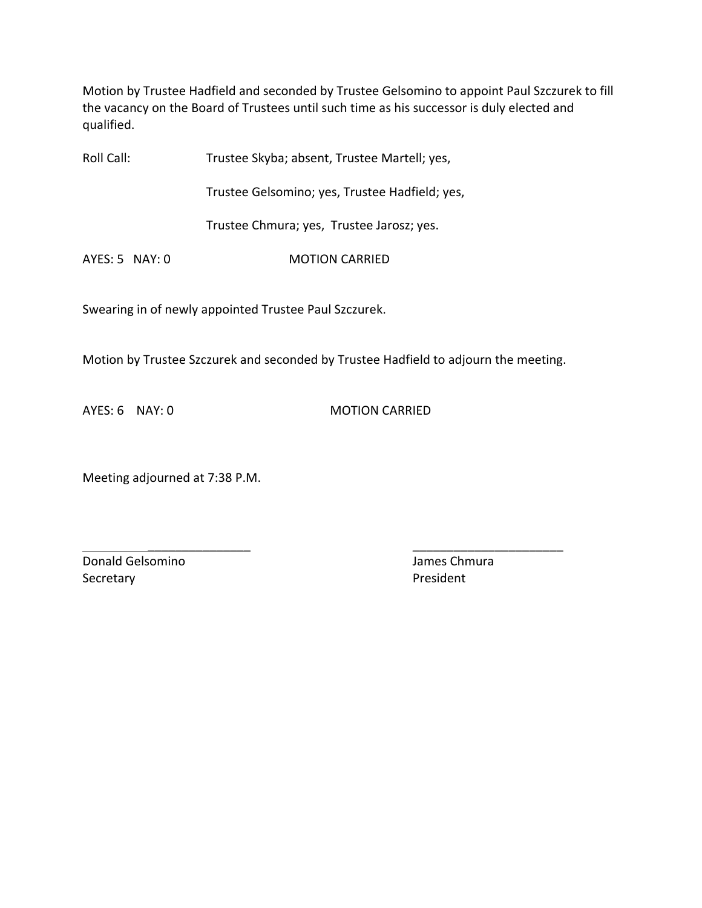Motion by Trustee Hadfield and seconded by Trustee Gelsomino to appoint Paul Szczurek to fill the vacancy on the Board of Trustees until such time as his successor is duly elected and qualified.

Roll Call: Trustee Skyba; absent, Trustee Martell; yes,

Trustee Gelsomino; yes, Trustee Hadfield; yes,

Trustee Chmura; yes, Trustee Jarosz; yes.

AYES: 5 NAY: 0 MOTION CARRIED

Swearing in of newly appointed Trustee Paul Szczurek.

Motion by Trustee Szczurek and seconded by Trustee Hadfield to adjourn the meeting.

AYES: 6 NAY: 0 MOTION CARRIED

Meeting adjourned at 7:38 P.M.

_________________________ _______________________

Donald Gelsomino James Chmura
Secretary President